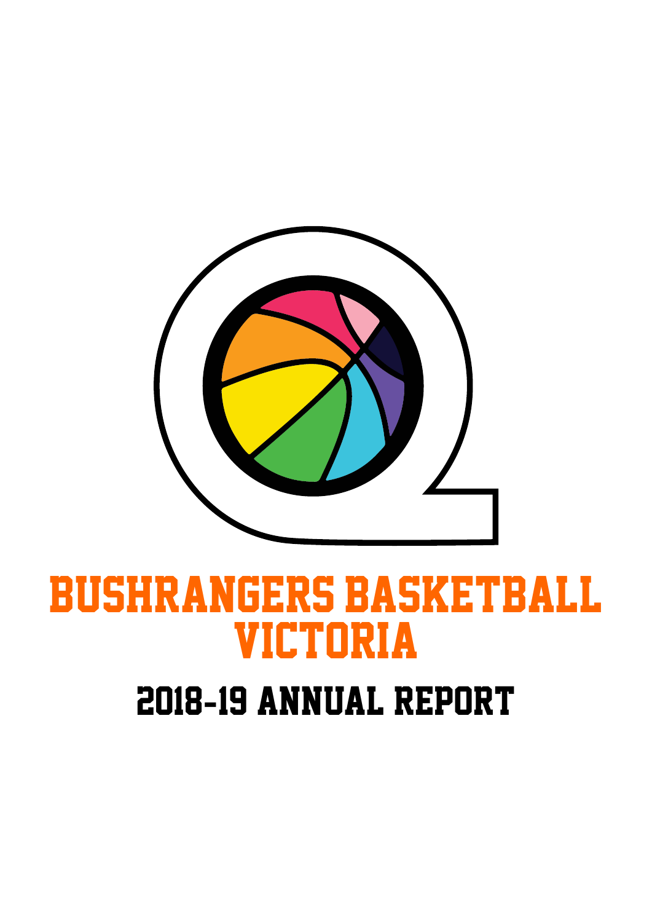# BUSHRANGERS BASKETBALL VICTORIA

## 2018-19 ANNUAL REPORT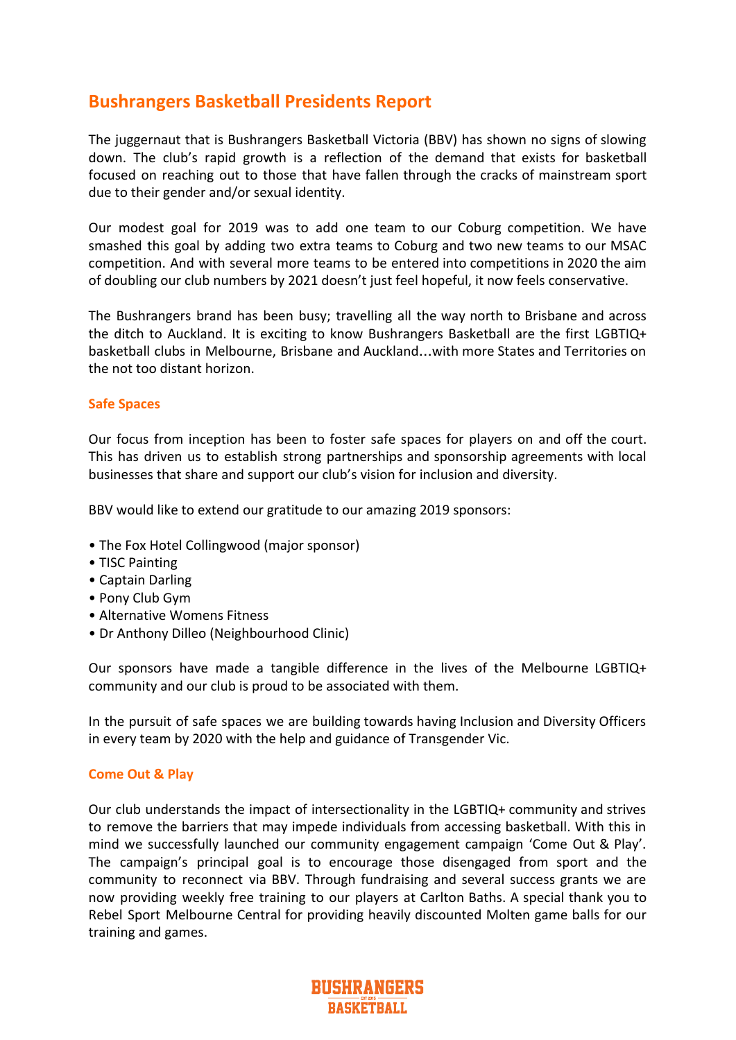# Bushrangers Basketball Presidents Report

The juggernaut that is Bushrangers Basketball Victoria (BBV) has shown no signs of slowing down. The club's rapid growth is a reflection of the demand that exists for basketball focused on reaching out to those that have fallen through the cracks of mainstream sport due to their gender and/or sexual identity.

Our modest goal for 2019 was to add one team to our Coburg competition. We have smashed this goal by adding two extra teams to Coburg and two new teams to our MSAC competition. And with several more teams to be entered into competitions in 2020 the aim of doubling our club numbers by 2021 doesn't just feel hopeful, it now feels conservative.

The Bushrangers brand has been busy; travelling all the way north to Brisbane and across the ditch to Auckland. It is exciting to know Bushrangers Basketball are the first LGBTIQ+ basketball clubs in Melbourne, Brisbane and Auckland…with more States and Territories on the not too distant horizon.

## Safe Spaces

Our focus from inception has been to foster safe spaces for players on and off the court. This has driven us to establish strong partnerships and sponsorship agreements with local businesses that share and support our club's vision for inclusion and diversity.

BBV would like to extend our gratitude to our amazing 2019 sponsors:

- The Fox Hotel Collingwood (major sponsor)
- TISC Painting
- Captain Darling
- Pony Club Gym
- Alternative Womens Fitness
- Dr Anthony Dilleo (Neighbourhood Clinic)

Our sponsors have made a tangible difference in the lives of the Melbourne LGBTIQ+ community and our club is proud to be associated with them.

In the pursuit of safe spaces we are building towards having Inclusion and Diversity Officers in every team by 2020 with the help and guidance of Transgender Vic.

## Come Out & Play

Our club understands the impact of intersectionality in the LGBTIQ+ community and strives to remove the barriers that may impede individuals from accessing basketball. With this in mind we successfully launched our community engagement campaign 'Come Out & Play'. The campaign's principal goal is to encourage those disengaged from sport and the community to reconnect via BBV. Through fundraising and several success grants we are now providing weekly free training to our players at Carlton Baths. A special thank you to Rebel Sport Melbourne Central for providing heavily discounted Molten game balls for our training and games.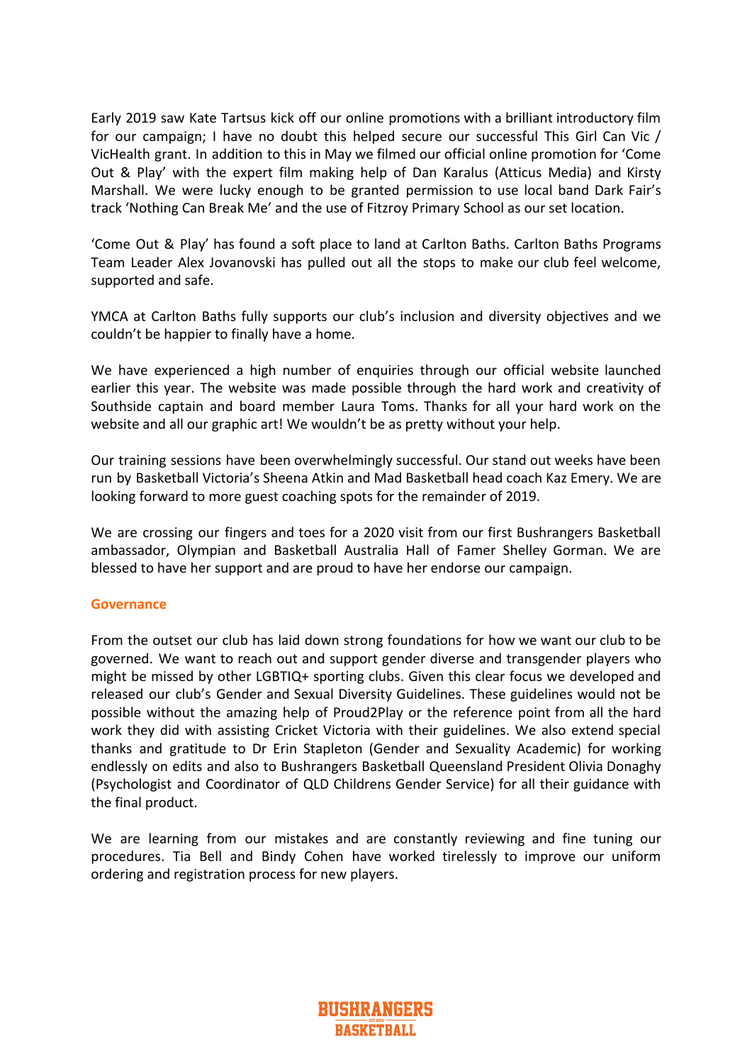Early 2019 saw Kate Tartsus kick off our online promotions with a brilliant introductory film for our campaign; I have no doubt this helped secure our successful This Girl Can Vic / VicHealth grant. In addition to this in May we filmed our official online promotion for 'Come Out & Play' with the expert film making help of Dan Karalus (Atticus Media) and Kirsty Marshall. We were lucky enough to be granted permission to use local band Dark Fair's track 'Nothing Can Break Me' and the use of Fitzroy Primary School as our set location.

'Come Out & Play' has found a soft place to land at Carlton Baths. Carlton Baths Programs Team Leader Alex Jovanovski has pulled out all the stops to make our club feel welcome, supported and safe.

YMCA at Carlton Baths fully supports our club's inclusion and diversity objectives and we couldn't be happier to finally have a home.

We have experienced a high number of enquiries through our official website launched earlier this year. The website was made possible through the hard work and creativity of Southside captain and board member Laura Toms. Thanks for all your hard work on the website and all our graphic art! We wouldn't be as pretty without your help.

Our training sessions have been overwhelmingly successful. Our stand out weeks have been run by Basketball Victoria's Sheena Atkin and Mad Basketball head coach Kaz Emery. We are looking forward to more guest coaching spots for the remainder of 2019.

We are crossing our fingers and toes for a 2020 visit from our first Bushrangers Basketball ambassador, Olympian and Basketball Australia Hall of Famer Shelley Gorman. We are blessed to have her support and are proud to have her endorse our campaign.

## Governance

From the outset our club has laid down strong foundations for how we want our club to be governed. We want to reach out and support gender diverse and transgender players who might be missed by other LGBTIQ+ sporting clubs. Given this clear focus we developed and released our club's Gender and Sexual Diversity Guidelines. These guidelines would not be possible without the amazing help of Proud2Play or the reference point from all the hard work they did with assisting Cricket Victoria with their guidelines. We also extend special thanks and gratitude to Dr Erin Stapleton (Gender and Sexuality Academic) for working endlessly on edits and also to Bushrangers Basketball Queensland President Olivia Donaghy (Psychologist and Coordinator of QLD Childrens Gender Service) for all their guidance with the final product.

We are learning from our mistakes and are constantly reviewing and fine tuning our procedures. Tia Bell and Bindy Cohen have worked tirelessly to improve our uniform ordering and registration process for new players.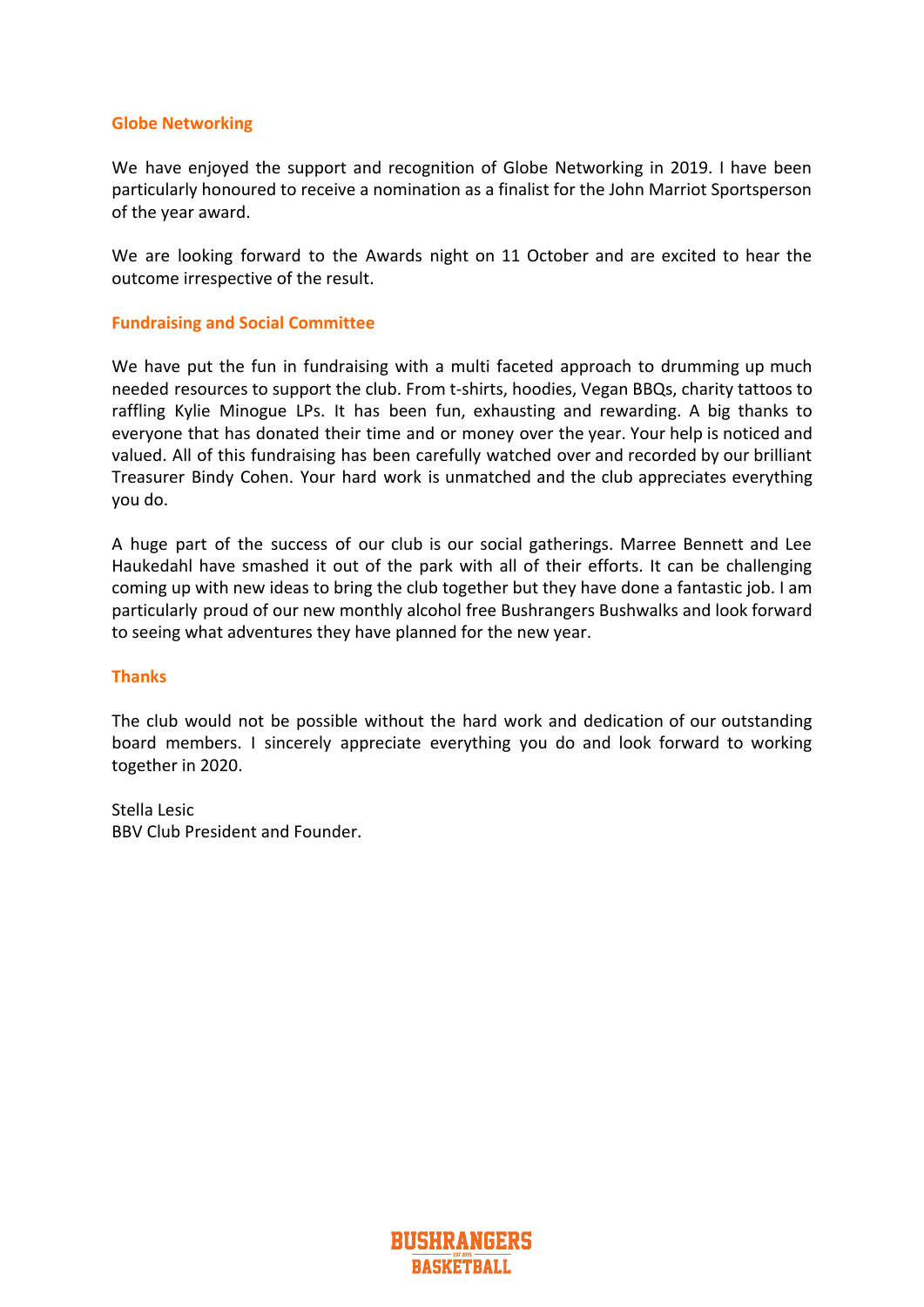### Globe Networking

We have enjoyed the support and recognition of Globe Networking in 2019. I have been particularly honoured to receive a nomination as a finalist for the John Marriot Sportsperson of the year award.

We are looking forward to the Awards night on 11 October and are excited to hear the outcome irrespective of the result.

### Fundraising and Social Committee

We have put the fun in fundraising with a multi faceted approach to drumming up much needed resources to support the club. From t-shirts, hoodies, Vegan BBQs, charity tattoos to raffling Kylie Minogue LPs. It has been fun, exhausting and rewarding. A big thanks to everyone that has donated their time and or money over the year. Your help is noticed and valued. All of this fundraising has been carefully watched over and recorded by our brilliant Treasurer Bindy Cohen. Your hard work is unmatched and the club appreciates everything you do.

A huge part of the success of our club is our social gatherings. Marree Bennett and Lee Haukedahl have smashed it out of the park with all of their efforts. It can be challenging coming up with new ideas to bring the club together but they have done a fantastic job. I am particularly proud of our new monthly alcohol free Bushrangers Bushwalks and look forward to seeing what adventures they have planned for the new year.

### Thanks

The club would not be possible without the hard work and dedication of our outstanding board members. I sincerely appreciate everything you do and look forward to working together in 2020.

Stella Lesic
BBV Club President and Founder.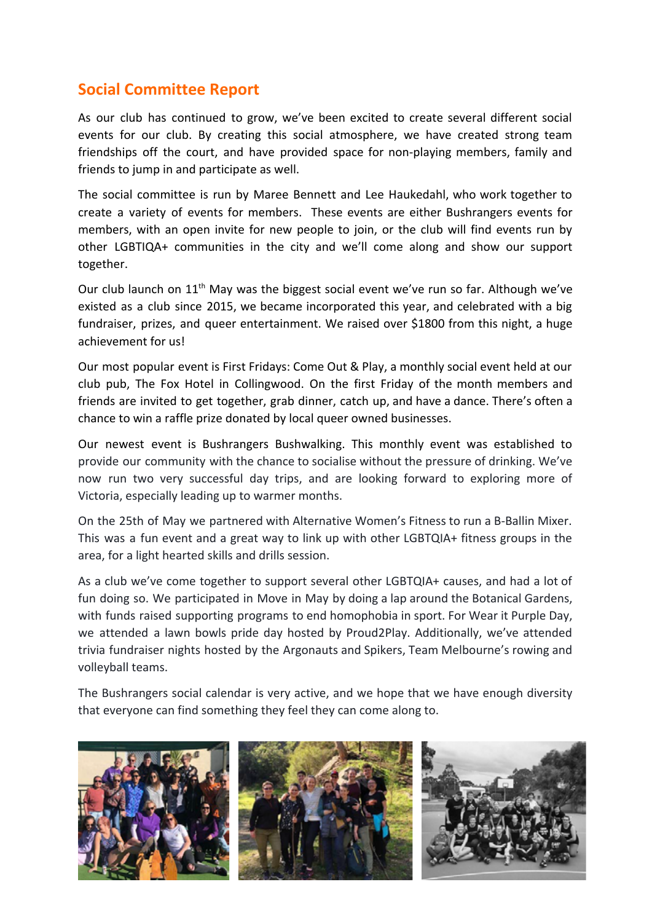## Social Committee Report

As our club has continued to grow, we've been excited to create several different social events for our club. By creating this social atmosphere, we have created strong team friendships off the court, and have provided space for non-playing members, family and friends to jump in and participate as well.

The social committee is run by Maree Bennett and Lee Haukedahl, who work together to create a variety of events for members. These events are either Bushrangers events for members, with an open invite for new people to join, or the club will find events run by other LGBTIQA+ communities in the city and we'll come along and show our support together.

Our club launch on 11th May was the biggest social event we've run so far. Although we've existed as a club since 2015, we became incorporated this year, and celebrated with a big fundraiser, prizes, and queer entertainment. We raised over $1800 from this night, a huge achievement for us!

Our most popular event is First Fridays: Come Out & Play, a monthly social event held at our club pub, The Fox Hotel in Collingwood. On the first Friday of the month members and friends are invited to get together, grab dinner, catch up, and have a dance. There's often a chance to win a raffle prize donated by local queer owned businesses.

Our newest event is Bushrangers Bushwalking. This monthly event was established to provide our community with the chance to socialise without the pressure of drinking. We've now run two very successful day trips, and are looking forward to exploring more of Victoria, especially leading up to warmer months.

On the 25th of May we partnered with Alternative Women's Fitness to run a B-Ballin Mixer. This was a fun event and a great way to link up with other LGBTQIA+ fitness groups in the area, for a light hearted skills and drills session.

As a club we've come together to support several other LGBTQIA+ causes, and had a lot of fun doing so. We participated in Move in May by doing a lap around the Botanical Gardens, with funds raised supporting programs to end homophobia in sport. For Wear it Purple Day, we attended a lawn bowls pride day hosted by Proud2Play. Additionally, we've attended trivia fundraiser nights hosted by the Argonauts and Spikers, Team Melbourne's rowing and volleyball teams.

The Bushrangers social calendar is very active, and we hope that we have enough diversity that everyone can find something they feel they can come along to.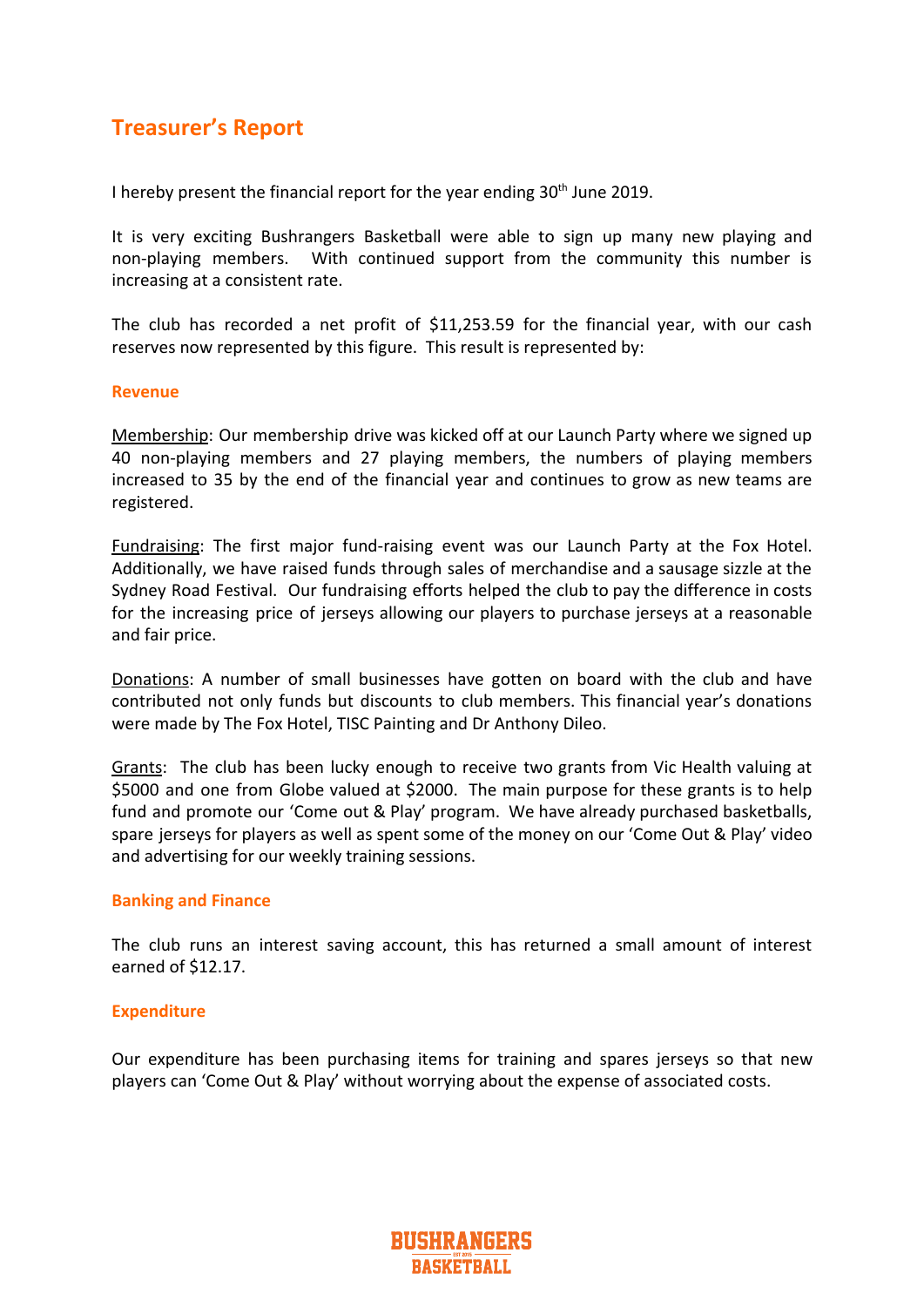# Treasurer's Report

I hereby present the financial report for the year ending 30th June 2019.

It is very exciting Bushrangers Basketball were able to sign up many new playing and non-playing members. With continued support from the community this number is increasing at a consistent rate.

The club has recorded a net profit of $11,253.59 for the financial year, with our cash reserves now represented by this figure. This result is represented by:

## Revenue

Membership: Our membership drive was kicked off at our Launch Party where we signed up 40 non-playing members and 27 playing members, the numbers of playing members increased to 35 by the end of the financial year and continues to grow as new teams are registered.

Fundraising: The first major fund-raising event was our Launch Party at the Fox Hotel. Additionally, we have raised funds through sales of merchandise and a sausage sizzle at the Sydney Road Festival. Our fundraising efforts helped the club to pay the difference in costs for the increasing price of jerseys allowing our players to purchase jerseys at a reasonable and fair price.

Donations: A number of small businesses have gotten on board with the club and have contributed not only funds but discounts to club members. This financial year's donations were made by The Fox Hotel, TISC Painting and Dr Anthony Dileo.

Grants: The club has been lucky enough to receive two grants from Vic Health valuing at $5000 and one from Globe valued at $2000. The main purpose for these grants is to help fund and promote our 'Come out & Play' program. We have already purchased basketballs, spare jerseys for players as well as spent some of the money on our 'Come Out & Play' video and advertising for our weekly training sessions.

## Banking and Finance

The club runs an interest saving account, this has returned a small amount of interest earned of $12.17.

## Expenditure

Our expenditure has been purchasing items for training and spares jerseys so that new players can 'Come Out & Play' without worrying about the expense of associated costs.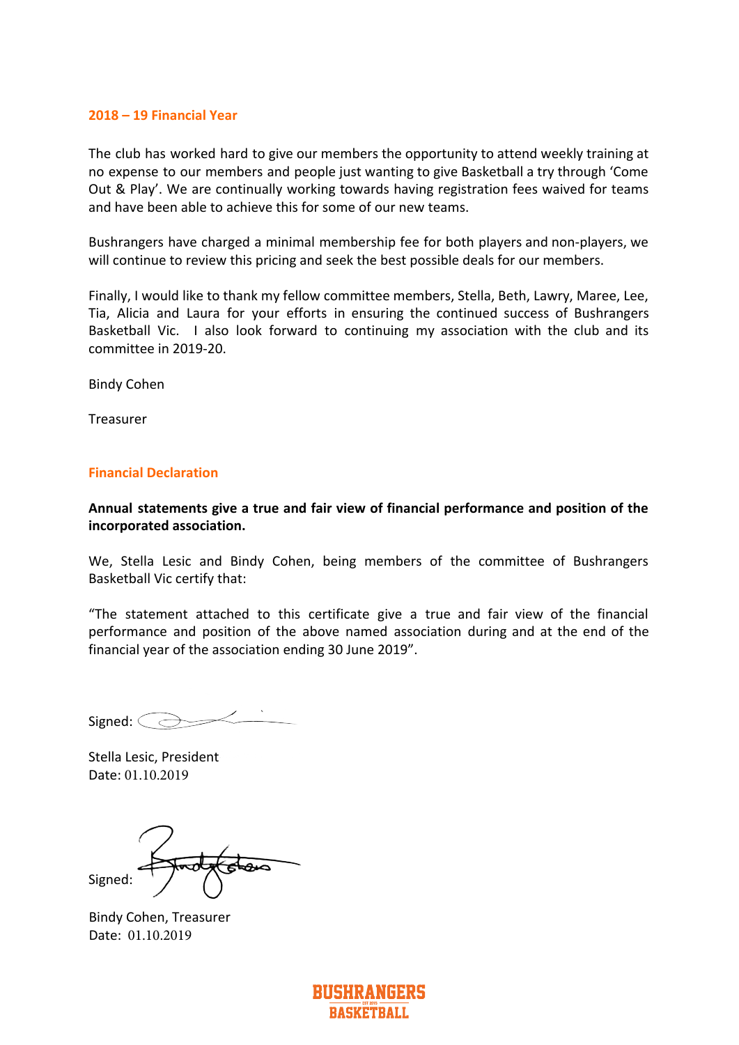## 2018 – 19 Financial Year

The club has worked hard to give our members the opportunity to attend weekly training at no expense to our members and people just wanting to give Basketball a try through 'Come Out & Play'. We are continually working towards having registration fees waived for teams and have been able to achieve this for some of our new teams.

Bushrangers have charged a minimal membership fee for both players and non-players, we will continue to review this pricing and seek the best possible deals for our members.

Finally, I would like to thank my fellow committee members, Stella, Beth, Lawry, Maree, Lee, Tia, Alicia and Laura for your efforts in ensuring the continued success of Bushrangers Basketball Vic. I also look forward to continuing my association with the club and its committee in 2019-20.

Bindy Cohen

Treasurer

## Financial Declaration

**Annual statements give a true and fair view of financial performance and position of the incorporated association.**

We, Stella Lesic and Bindy Cohen, being members of the committee of Bushrangers Basketball Vic certify that:

"The statement attached to this certificate give a true and fair view of the financial performance and position of the above named association during and at the end of the financial year of the association ending 30 June 2019".

Signed:

Stella Lesic, President
Date: 01.10.2019

Signed:

Bindy Cohen, Treasurer
Date: 01.10.2019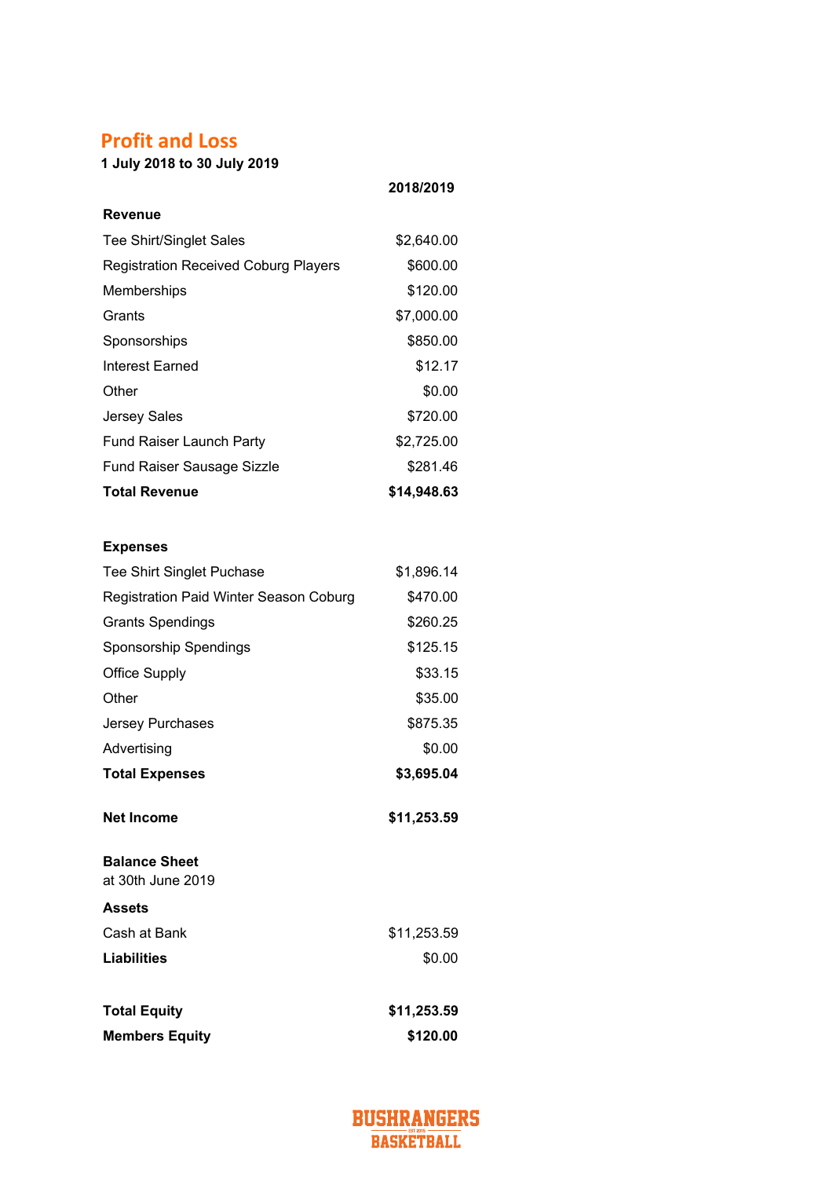## Profit and Loss

**1 July 2018 to 30 July 2019**

| | **2018/2019** |
|---|---|
| **Revenue** | |
| Tee Shirt/Singlet Sales | $2,640.00 |
| Registration Received Coburg Players | $600.00 |
| Memberships | $120.00 |
| Grants | $7,000.00 |
| Sponsorships | $850.00 |
| Interest Earned | $12.17 |
| Other | $0.00 |
| Jersey Sales | $720.00 |
| Fund Raiser Launch Party | $2,725.00 |
| Fund Raiser Sausage Sizzle | $281.46 |
| **Total Revenue** | **$14,948.63** |
| | |
| **Expenses** | |
| Tee Shirt Singlet Puchase | $1,896.14 |
| Registration Paid Winter Season Coburg | $470.00 |
| Grants Spendings | $260.25 |
| Sponsorship Spendings | $125.15 |
| Office Supply | $33.15 |
| Other | $35.00 |
| Jersey Purchases | $875.35 |
| Advertising | $0.00 |
| **Total Expenses** | **$3,695.04** |
| | |
| **Net Income** | **$11,253.59** |

**Balance Sheet**
at 30th June 2019

| | |
|---|---|
| **Assets** | |
| Cash at Bank | $11,253.59 |
| **Liabilities** | $0.00 |
| | |
| **Total Equity** | **$11,253.59** |
| **Members Equity** | **$120.00** |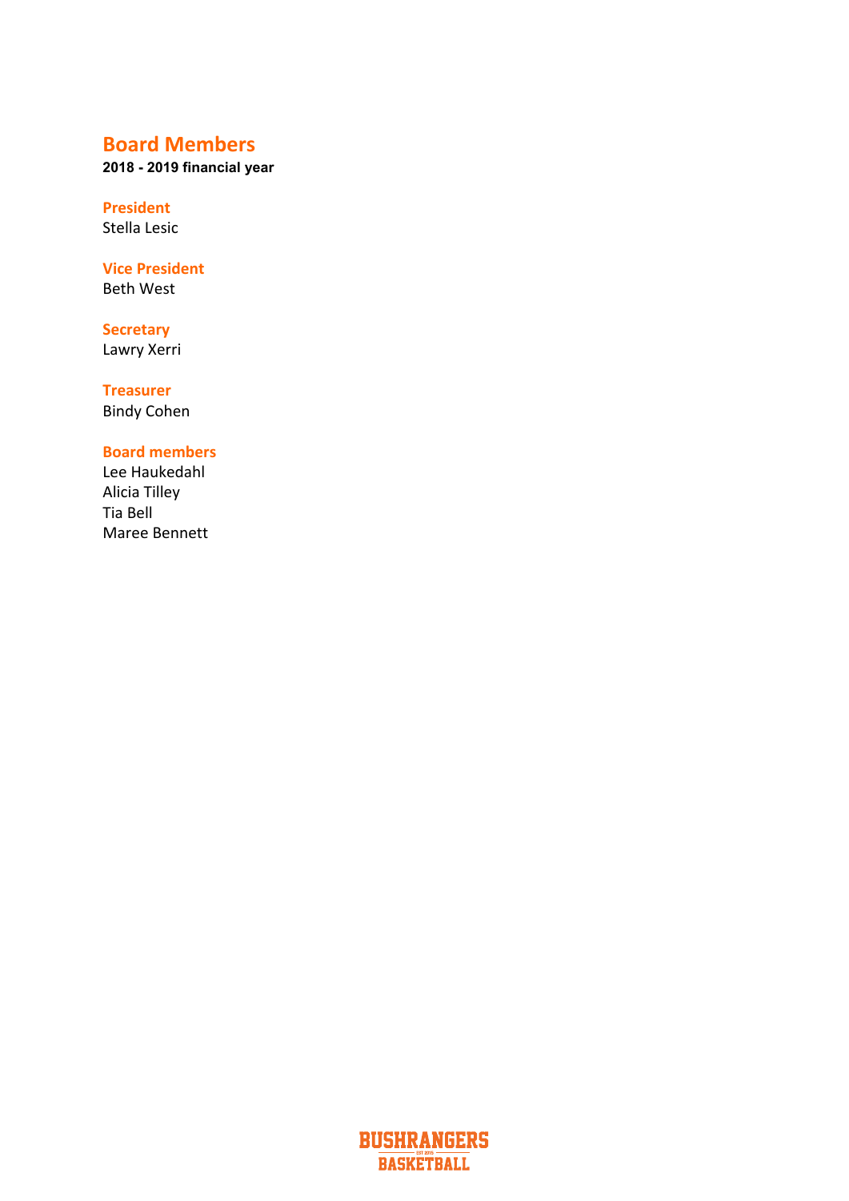# Board Members

**2018 - 2019 financial year**

### President
Stella Lesic

### Vice President
Beth West

### Secretary
Lawry Xerri

### Treasurer
Bindy Cohen

### Board members
Lee Haukedahl
Alicia Tilley
Tia Bell
Maree Bennett